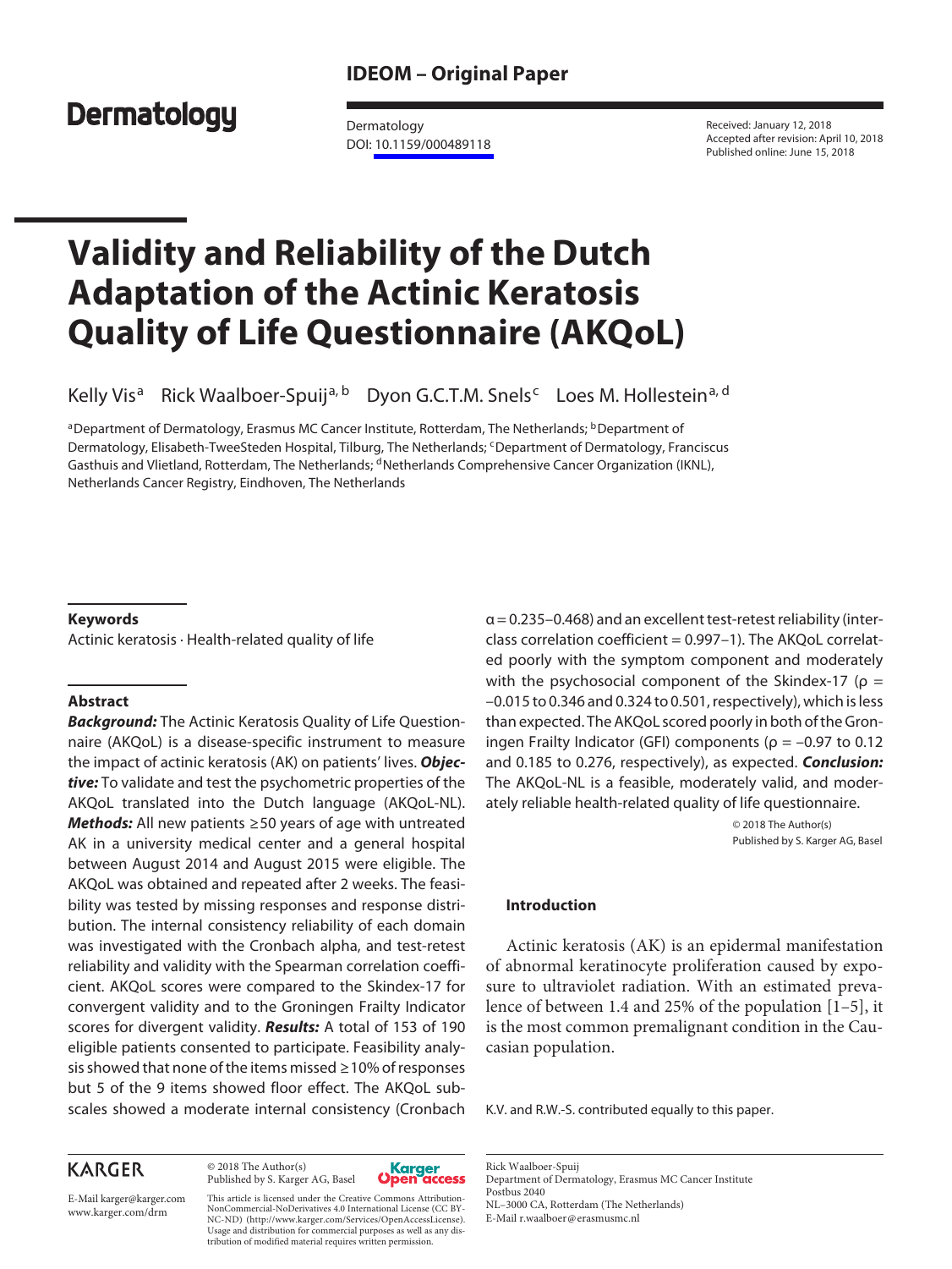IDEOM – Original Paper

Dermatology

Dermatology
DOI: 10.1159/000489118

Received: January 12, 2018
Accepted after revision: April 10, 2018
Published online: June 15, 2018

# Validity and Reliability of the Dutch Adaptation of the Actinic Keratosis Quality of Life Questionnaire (AKQoL)

Kelly Vis[a] Rick Waalboer-Spuij[a, b] Dyon G.C.T.M. Snels[c] Loes M. Hollestein[a, d]

[a]Department of Dermatology, Erasmus MC Cancer Institute, Rotterdam, The Netherlands; [b]Department of Dermatology, Elisabeth-TweeSteden Hospital, Tilburg, The Netherlands; [c]Department of Dermatology, Franciscus Gasthuis and Vlietland, Rotterdam, The Netherlands; [d]Netherlands Comprehensive Cancer Organization (IKNL), Netherlands Cancer Registry, Eindhoven, The Netherlands

## Keywords

Actinic keratosis · Health-related quality of life

## Abstract

***Background:*** The Actinic Keratosis Quality of Life Questionnaire (AKQoL) is a disease-specific instrument to measure the impact of actinic keratosis (AK) on patients' lives. ***Objective:*** To validate and test the psychometric properties of the AKQoL translated into the Dutch language (AKQoL-NL). ***Methods:*** All new patients ≥50 years of age with untreated AK in a university medical center and a general hospital between August 2014 and August 2015 were eligible. The AKQoL was obtained and repeated after 2 weeks. The feasibility was tested by missing responses and response distribution. The internal consistency reliability of each domain was investigated with the Cronbach alpha, and test-retest reliability and validity with the Spearman correlation coefficient. AKQoL scores were compared to the Skindex-17 for convergent validity and to the Groningen Frailty Indicator scores for divergent validity. ***Results:*** A total of 153 of 190 eligible patients consented to participate. Feasibility analysis showed that none of the items missed ≥10% of responses but 5 of the 9 items showed floor effect. The AKQoL subscales showed a moderate internal consistency (Cronbach $\alpha = 0.235–0.468$) and an excellent test-retest reliability (interclass correlation coefficient = 0.997–1). The AKQoL correlated poorly with the symptom component and moderately with the psychosocial component of the Skindex-17 ($\rho = –0.015$ to 0.346 and 0.324 to 0.501, respectively), which is less than expected. The AKQoL scored poorly in both of the Groningen Frailty Indicator (GFI) components ($\rho = –0.97$ to 0.12 and 0.185 to 0.276, respectively), as expected. ***Conclusion:*** The AKQoL-NL is a feasible, moderately valid, and moderately reliable health-related quality of life questionnaire.

© 2018 The Author(s)
Published by S. Karger AG, Basel

## Introduction

Actinic keratosis (AK) is an epidermal manifestation of abnormal keratinocyte proliferation caused by exposure to ultraviolet radiation. With an estimated prevalence of between 1.4 and 25% of the population [1–5], it is the most common premalignant condition in the Caucasian population.

K.V. and R.W.-S. contributed equally to this paper.

KARGER

E-Mail karger@karger.com
www.karger.com/drm

© 2018 The Author(s)
Published by S. Karger AG, Basel

This article is licensed under the Creative Commons Attribution-NonCommercial-NoDerivatives 4.0 International License (CC BY-NC-ND) (http://www.karger.com/Services/OpenAccessLicense). Usage and distribution for commercial purposes as well as any distribution of modified material requires written permission.

Rick Waalboer-Spuij
Department of Dermatology, Erasmus MC Cancer Institute
Postbus 2040
NL–3000 CA, Rotterdam (The Netherlands)
E-Mail r.waalboer@erasmusmc.nl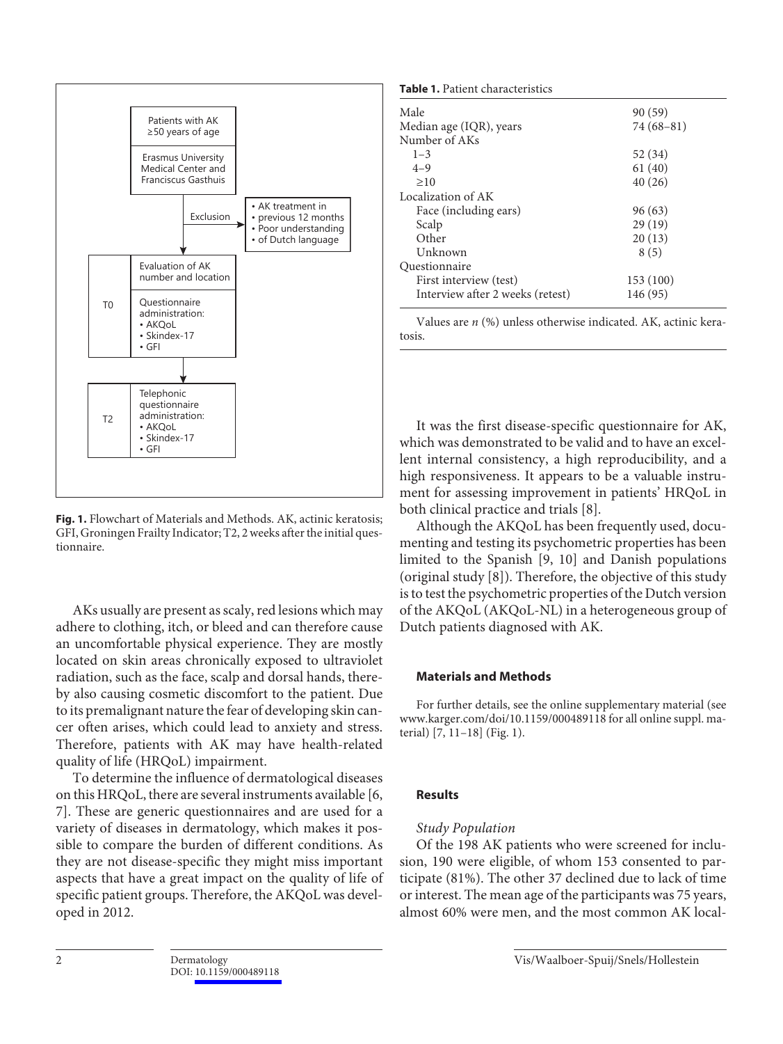Fig. 1. Flowchart of Materials and Methods. AK, actinic keratosis; GFI, Groningen Frailty Indicator; T2, 2 weeks after the initial questionnaire.

AKs usually are present as scaly, red lesions which may adhere to clothing, itch, or bleed and can therefore cause an uncomfortable physical experience. They are mostly located on skin areas chronically exposed to ultraviolet radiation, such as the face, scalp and dorsal hands, thereby also causing cosmetic discomfort to the patient. Due to its premalignant nature the fear of developing skin cancer often arises, which could lead to anxiety and stress. Therefore, patients with AK may have health-related quality of life (HRQoL) impairment.

To determine the influence of dermatological diseases on this HRQoL, there are several instruments available [6, 7]. These are generic questionnaires and are used for a variety of diseases in dermatology, which makes it possible to compare the burden of different conditions. As they are not disease-specific they might miss important aspects that have a great impact on the quality of life of specific patient groups. Therefore, the AKQoL was developed in 2012.

**Table 1.** Patient characteristics

| | |
|---|---|
| Male | 90 (59) |
| Median age (IQR), years | 74 (68–81) |
| Number of AKs | |
| 1–3 | 52 (34) |
| 4–9 | 61 (40) |
| ≥10 | 40 (26) |
| Localization of AK | |
| Face (including ears) | 96 (63) |
| Scalp | 29 (19) |
| Other | 20 (13) |
| Unknown | 8 (5) |
| Questionnaire | |
| First interview (test) | 153 (100) |
| Interview after 2 weeks (retest) | 146 (95) |

Values are *n* (%) unless otherwise indicated. AK, actinic keratosis.

It was the first disease-specific questionnaire for AK, which was demonstrated to be valid and to have an excellent internal consistency, a high reproducibility, and a high responsiveness. It appears to be a valuable instrument for assessing improvement in patients' HRQoL in both clinical practice and trials [8].

Although the AKQoL has been frequently used, documenting and testing its psychometric properties has been limited to the Spanish [9, 10] and Danish populations (original study [8]). Therefore, the objective of this study is to test the psychometric properties of the Dutch version of the AKQoL (AKQoL-NL) in a heterogeneous group of Dutch patients diagnosed with AK.

## Materials and Methods

For further details, see the online supplementary material (see www.karger.com/doi/10.1159/000489118 for all online suppl. material) [7, 11–18] (Fig. 1).

## Results

### *Study Population*

Of the 198 AK patients who were screened for inclusion, 190 were eligible, of whom 153 consented to participate (81%). The other 37 declined due to lack of time or interest. The mean age of the participants was 75 years, almost 60% were men, and the most common AK local-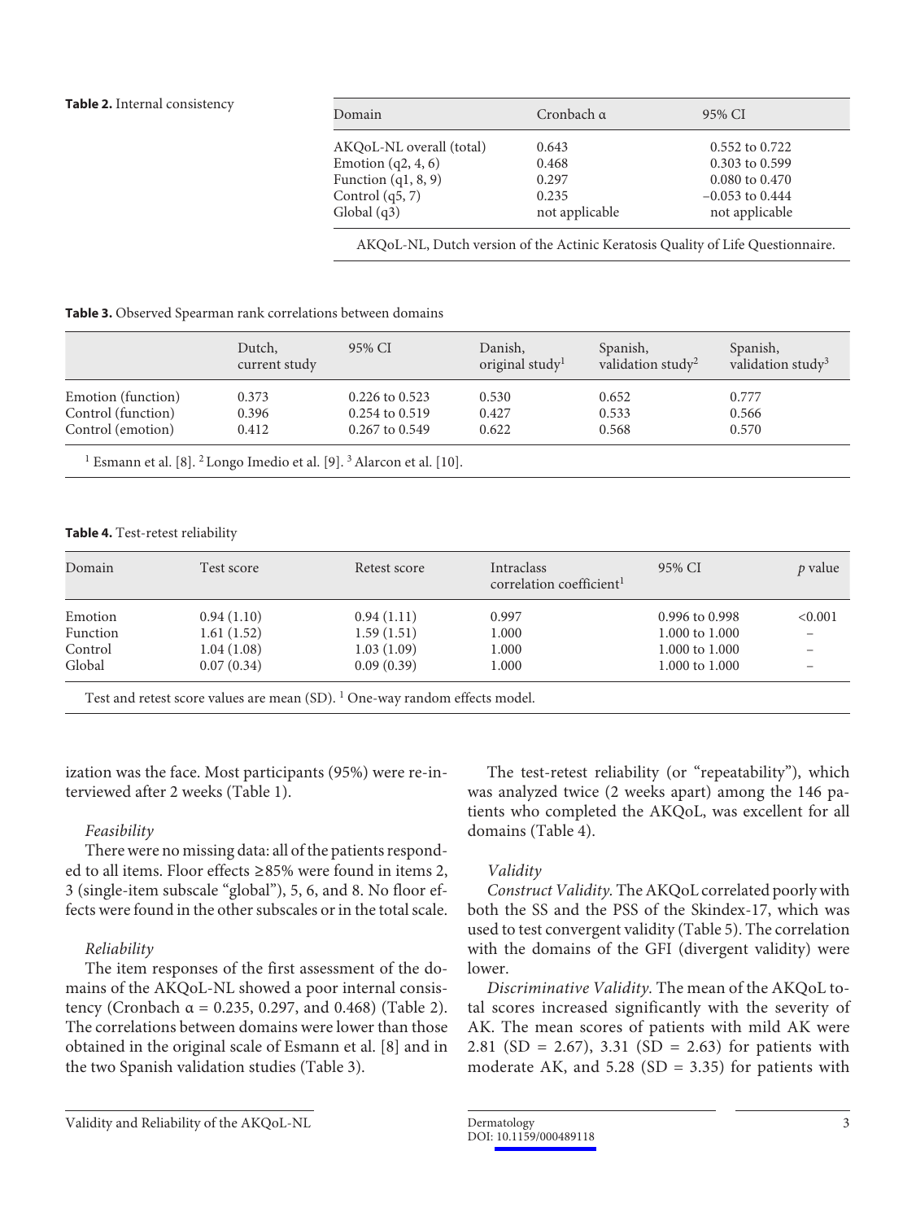**Table 2.** Internal consistency

| Domain | Cronbach α | 95% CI |
|---|---|---|
| AKQoL-NL overall (total) | 0.643 | 0.552 to 0.722 |
| Emotion (q2, 4, 6) | 0.468 | 0.303 to 0.599 |
| Function (q1, 8, 9) | 0.297 | 0.080 to 0.470 |
| Control (q5, 7) | 0.235 | −0.053 to 0.444 |
| Global (q3) | not applicable | not applicable |

AKQoL-NL, Dutch version of the Actinic Keratosis Quality of Life Questionnaire.

**Table 3.** Observed Spearman rank correlations between domains

| | Dutch, current study | 95% CI | Danish, original study[1] | Spanish, validation study[2] | Spanish, validation study[3] |
|---|---|---|---|---|---|
| Emotion (function) | 0.373 | 0.226 to 0.523 | 0.530 | 0.652 | 0.777 |
| Control (function) | 0.396 | 0.254 to 0.519 | 0.427 | 0.533 | 0.566 |
| Control (emotion) | 0.412 | 0.267 to 0.549 | 0.622 | 0.568 | 0.570 |

[1] Esmann et al. [8]. [2] Longo Imedio et al. [9]. [3] Alarcon et al. [10].

**Table 4.** Test-retest reliability

| Domain | Test score | Retest score | Intraclass correlation coefficient[1] | 95% CI | *p* value |
|---|---|---|---|---|---|
| Emotion | 0.94 (1.10) | 0.94 (1.11) | 0.997 | 0.996 to 0.998 | <0.001 |
| Function | 1.61 (1.52) | 1.59 (1.51) | 1.000 | 1.000 to 1.000 | – |
| Control | 1.04 (1.08) | 1.03 (1.09) | 1.000 | 1.000 to 1.000 | – |
| Global | 0.07 (0.34) | 0.09 (0.39) | 1.000 | 1.000 to 1.000 | – |

Test and retest score values are mean (SD). [1] One-way random effects model.

ization was the face. Most participants (95%) were re-interviewed after 2 weeks (Table 1).

*Feasibility*

There were no missing data: all of the patients responded to all items. Floor effects ≥85% were found in items 2, 3 (single-item subscale "global"), 5, 6, and 8. No floor effects were found in the other subscales or in the total scale.

*Reliability*

The item responses of the first assessment of the domains of the AKQoL-NL showed a poor internal consistency (Cronbach α = 0.235, 0.297, and 0.468) (Table 2). The correlations between domains were lower than those obtained in the original scale of Esmann et al. [8] and in the two Spanish validation studies (Table 3).

The test-retest reliability (or "repeatability"), which was analyzed twice (2 weeks apart) among the 146 patients who completed the AKQoL, was excellent for all domains (Table 4).

*Validity*

*Construct Validity.* The AKQoL correlated poorly with both the SS and the PSS of the Skindex-17, which was used to test convergent validity (Table 5). The correlation with the domains of the GFI (divergent validity) were lower.

*Discriminative Validity.* The mean of the AKQoL total scores increased significantly with the severity of AK. The mean scores of patients with mild AK were 2.81 (SD = 2.67), 3.31 (SD = 2.63) for patients with moderate AK, and 5.28 (SD = 3.35) for patients with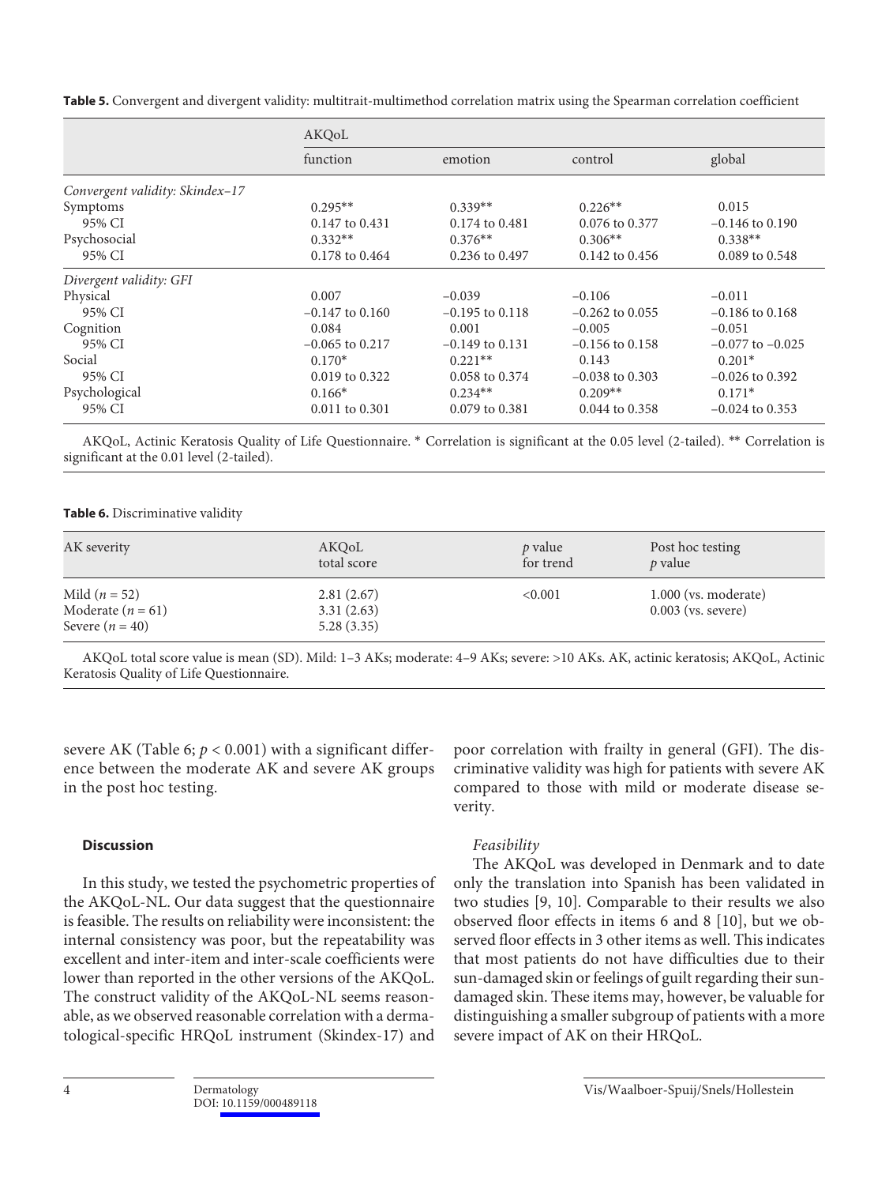**Table 5.** Convergent and divergent validity: multitrait-multimethod correlation matrix using the Spearman correlation coefficient

| | AKQoL | | | |
|---|---|---|---|---|
| | function | emotion | control | global |
| *Convergent validity: Skindex–17* | | | | |
| Symptoms | 0.295** | 0.339** | 0.226** | 0.015 |
| 95% CI | 0.147 to 0.431 | 0.174 to 0.481 | 0.076 to 0.377 | –0.146 to 0.190 |
| Psychosocial | 0.332** | 0.376** | 0.306** | 0.338** |
| 95% CI | 0.178 to 0.464 | 0.236 to 0.497 | 0.142 to 0.456 | 0.089 to 0.548 |
| *Divergent validity: GFI* | | | | |
| Physical | 0.007 | –0.039 | –0.106 | –0.011 |
| 95% CI | –0.147 to 0.160 | –0.195 to 0.118 | –0.262 to 0.055 | –0.186 to 0.168 |
| Cognition | 0.084 | 0.001 | –0.005 | –0.051 |
| 95% CI | –0.065 to 0.217 | –0.149 to 0.131 | –0.156 to 0.158 | –0.077 to –0.025 |
| Social | 0.170* | 0.221** | 0.143 | 0.201* |
| 95% CI | 0.019 to 0.322 | 0.058 to 0.374 | –0.038 to 0.303 | –0.026 to 0.392 |
| Psychological | 0.166* | 0.234** | 0.209** | 0.171* |
| 95% CI | 0.011 to 0.301 | 0.079 to 0.381 | 0.044 to 0.358 | –0.024 to 0.353 |

AKQoL, Actinic Keratosis Quality of Life Questionnaire. * Correlation is significant at the 0.05 level (2-tailed). ** Correlation is significant at the 0.01 level (2-tailed).

**Table 6.** Discriminative validity

| AK severity | AKQoL total score | *p* value for trend | Post hoc testing *p* value |
|---|---|---|---|
| Mild ($n = 52$) | 2.81 (2.67) | <0.001 | 1.000 (vs. moderate) |
| Moderate ($n = 61$) | 3.31 (2.63) | | 0.003 (vs. severe) |
| Severe ($n = 40$) | 5.28 (3.35) | | |

AKQoL total score value is mean (SD). Mild: 1–3 AKs; moderate: 4–9 AKs; severe: >10 AKs. AK, actinic keratosis; AKQoL, Actinic Keratosis Quality of Life Questionnaire.

severe AK (Table 6; $p < 0.001$) with a significant difference between the moderate AK and severe AK groups in the post hoc testing.

## Discussion

In this study, we tested the psychometric properties of the AKQoL-NL. Our data suggest that the questionnaire is feasible. The results on reliability were inconsistent: the internal consistency was poor, but the repeatability was excellent and inter-item and inter-scale coefficients were lower than reported in the other versions of the AKQoL. The construct validity of the AKQoL-NL seems reasonable, as we observed reasonable correlation with a dermatological-specific HRQoL instrument (Skindex-17) and poor correlation with frailty in general (GFI). The discriminative validity was high for patients with severe AK compared to those with mild or moderate disease severity.

### *Feasibility*

The AKQoL was developed in Denmark and to date only the translation into Spanish has been validated in two studies [9, 10]. Comparable to their results we also observed floor effects in items 6 and 8 [10], but we observed floor effects in 3 other items as well. This indicates that most patients do not have difficulties due to their sun-damaged skin or feelings of guilt regarding their sun-damaged skin. These items may, however, be valuable for distinguishing a smaller subgroup of patients with a more severe impact of AK on their HRQoL.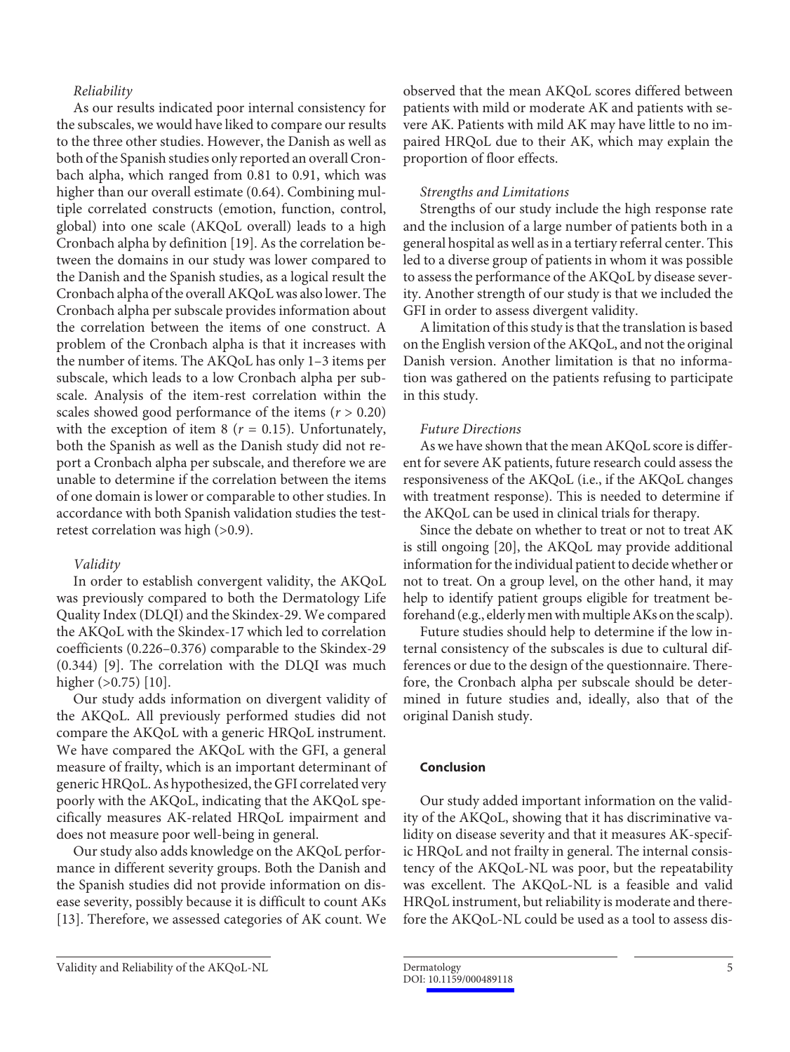*Reliability*

As our results indicated poor internal consistency for the subscales, we would have liked to compare our results to the three other studies. However, the Danish as well as both of the Spanish studies only reported an overall Cronbach alpha, which ranged from 0.81 to 0.91, which was higher than our overall estimate (0.64). Combining multiple correlated constructs (emotion, function, control, global) into one scale (AKQoL overall) leads to a high Cronbach alpha by definition [19]. As the correlation between the domains in our study was lower compared to the Danish and the Spanish studies, as a logical result the Cronbach alpha of the overall AKQoL was also lower. The Cronbach alpha per subscale provides information about the correlation between the items of one construct. A problem of the Cronbach alpha is that it increases with the number of items. The AKQoL has only 1–3 items per subscale, which leads to a low Cronbach alpha per subscale. Analysis of the item-rest correlation within the scales showed good performance of the items ($r > 0.20$) with the exception of item 8 ($r = 0.15$). Unfortunately, both the Spanish as well as the Danish study did not report a Cronbach alpha per subscale, and therefore we are unable to determine if the correlation between the items of one domain is lower or comparable to other studies. In accordance with both Spanish validation studies the test-retest correlation was high (>0.9).

*Validity*

In order to establish convergent validity, the AKQoL was previously compared to both the Dermatology Life Quality Index (DLQI) and the Skindex-29. We compared the AKQoL with the Skindex-17 which led to correlation coefficients (0.226–0.376) comparable to the Skindex-29 (0.344) [9]. The correlation with the DLQI was much higher (>0.75) [10].

Our study adds information on divergent validity of the AKQoL. All previously performed studies did not compare the AKQoL with a generic HRQoL instrument. We have compared the AKQoL with the GFI, a general measure of frailty, which is an important determinant of generic HRQoL. As hypothesized, the GFI correlated very poorly with the AKQoL, indicating that the AKQoL specifically measures AK-related HRQoL impairment and does not measure poor well-being in general.

Our study also adds knowledge on the AKQoL performance in different severity groups. Both the Danish and the Spanish studies did not provide information on disease severity, possibly because it is difficult to count AKs [13]. Therefore, we assessed categories of AK count. We observed that the mean AKQoL scores differed between patients with mild or moderate AK and patients with severe AK. Patients with mild AK may have little to no impaired HRQoL due to their AK, which may explain the proportion of floor effects.

*Strengths and Limitations*

Strengths of our study include the high response rate and the inclusion of a large number of patients both in a general hospital as well as in a tertiary referral center. This led to a diverse group of patients in whom it was possible to assess the performance of the AKQoL by disease severity. Another strength of our study is that we included the GFI in order to assess divergent validity.

A limitation of this study is that the translation is based on the English version of the AKQoL, and not the original Danish version. Another limitation is that no information was gathered on the patients refusing to participate in this study.

*Future Directions*

As we have shown that the mean AKQoL score is different for severe AK patients, future research could assess the responsiveness of the AKQoL (i.e., if the AKQoL changes with treatment response). This is needed to determine if the AKQoL can be used in clinical trials for therapy.

Since the debate on whether to treat or not to treat AK is still ongoing [20], the AKQoL may provide additional information for the individual patient to decide whether or not to treat. On a group level, on the other hand, it may help to identify patient groups eligible for treatment beforehand (e.g., elderly men with multiple AKs on the scalp).

Future studies should help to determine if the low internal consistency of the subscales is due to cultural differences or due to the design of the questionnaire. Therefore, the Cronbach alpha per subscale should be determined in future studies and, ideally, also that of the original Danish study.

## Conclusion

Our study added important information on the validity of the AKQoL, showing that it has discriminative validity on disease severity and that it measures AK-specific HRQoL and not frailty in general. The internal consistency of the AKQoL-NL was poor, but the repeatability was excellent. The AKQoL-NL is a feasible and valid HRQoL instrument, but reliability is moderate and therefore the AKQoL-NL could be used as a tool to assess dis-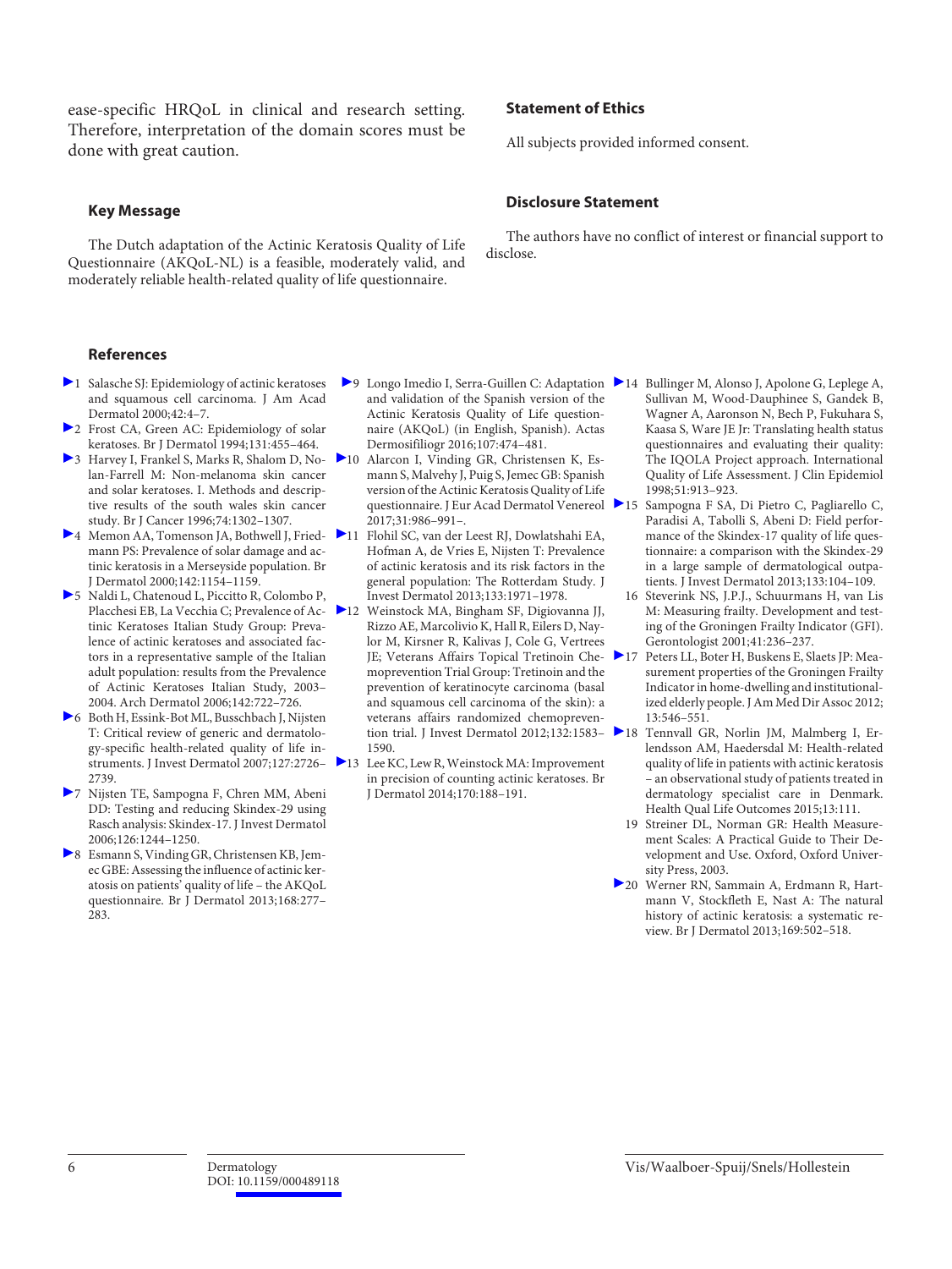ease-specific HRQoL in clinical and research setting. Therefore, interpretation of the domain scores must be done with great caution.

### Key Message

The Dutch adaptation of the Actinic Keratosis Quality of Life Questionnaire (AKQoL-NL) is a feasible, moderately valid, and moderately reliable health-related quality of life questionnaire.

### Statement of Ethics

All subjects provided informed consent.

### Disclosure Statement

The authors have no conflict of interest or financial support to disclose.

### References

1. Salasche SJ: Epidemiology of actinic keratoses and squamous cell carcinoma. J Am Acad Dermatol 2000;42:4–7.
2. Frost CA, Green AC: Epidemiology of solar keratoses. Br J Dermatol 1994;131:455–464.
3. Harvey I, Frankel S, Marks R, Shalom D, Nolan-Farrell M: Non-melanoma skin cancer and solar keratoses. I. Methods and descriptive results of the south wales skin cancer study. Br J Cancer 1996;74:1302–1307.
4. Memon AA, Tomenson JA, Bothwell J, Friedmann PS: Prevalence of solar damage and actinic keratosis in a Merseyside population. Br J Dermatol 2000;142:1154–1159.
5. Naldi L, Chatenoud L, Piccitto R, Colombo P, Placchesi EB, La Vecchia C; Prevalence of Actinic Keratoses Italian Study Group: Prevalence of actinic keratoses and associated factors in a representative sample of the Italian adult population: results from the Prevalence of Actinic Keratoses Italian Study, 2003–2004. Arch Dermatol 2006;142:722–726.
6. Both H, Essink-Bot ML, Busschbach J, Nijsten T: Critical review of generic and dermatology-specific health-related quality of life instruments. J Invest Dermatol 2007;127:2726–2739.
7. Nijsten TE, Sampogna F, Chren MM, Abeni DD: Testing and reducing Skindex-29 using Rasch analysis: Skindex-17. J Invest Dermatol 2006;126:1244–1250.
8. Esmann S, Vinding GR, Christensen KB, Jemec GBE: Assessing the influence of actinic keratosis on patients' quality of life – the AKQoL questionnaire. Br J Dermatol 2013;168:277–283.
9. Longo Imedio I, Serra-Guillen C: Adaptation and validation of the Spanish version of the Actinic Keratosis Quality of Life questionnaire (AKQoL) (in English, Spanish). Actas Dermosifiliogr 2016;107:474–481.
10. Alarcon I, Vinding GR, Christensen K, Esmann S, Malvehy J, Puig S, Jemec GB: Spanish version of the Actinic Keratosis Quality of Life questionnaire. J Eur Acad Dermatol Venereol 2017;31:986–991–.
11. Flohil SC, van der Leest RJ, Dowlatshahi EA, Hofman A, de Vries E, Nijsten T: Prevalence of actinic keratosis and its risk factors in the general population: The Rotterdam Study. J Invest Dermatol 2013;133:1971–1978.
12. Weinstock MA, Bingham SF, Digiovanna JJ, Rizzo AE, Marcolivio K, Hall R, Eilers D, Naylor M, Kirsner R, Kalivas J, Cole G, Vertrees JE; Veterans Affairs Topical Tretinoin Chemoprevention Trial Group: Tretinoin and the prevention of keratinocyte carcinoma (basal and squamous cell carcinoma of the skin): a veterans affairs randomized chemoprevention trial. J Invest Dermatol 2012;132:1583–1590.
13. Lee KC, Lew R, Weinstock MA: Improvement in precision of counting actinic keratoses. Br J Dermatol 2014;170:188–191.
14. Bullinger M, Alonso J, Apolone G, Leplege A, Sullivan M, Wood-Dauphinee S, Gandek B, Wagner A, Aaronson N, Bech P, Fukuhara S, Kaasa S, Ware JE Jr: Translating health status questionnaires and evaluating their quality: The IQOLA Project approach. International Quality of Life Assessment. J Clin Epidemiol 1998;51:913–923.
15. Sampogna F SA, Di Pietro C, Pagliarello C, Paradisi A, Tabolli S, Abeni D: Field performance of the Skindex-17 quality of life questionnaire: a comparison with the Skindex-29 in a large sample of dermatological outpatients. J Invest Dermatol 2013;133:104–109.
16. Steverink NS, J.P.J., Schuurmans H, van Lis M: Measuring frailty. Development and testing of the Groningen Frailty Indicator (GFI). Gerontologist 2001;41:236–237.
17. Peters LL, Boter H, Buskens E, Slaets JP: Measurement properties of the Groningen Frailty Indicator in home-dwelling and institutionalized elderly people. J Am Med Dir Assoc 2012;13:546–551.
18. Tennvall GR, Norlin JM, Malmberg I, Erlendsson AM, Haedersdal M: Health-related quality of life in patients with actinic keratosis – an observational study of patients treated in dermatology specialist care in Denmark. Health Qual Life Outcomes 2015;13:111.
19. Streiner DL, Norman GR: Health Measurement Scales: A Practical Guide to Their Development and Use. Oxford, Oxford University Press, 2003.
20. Werner RN, Sammain A, Erdmann R, Hartmann V, Stockfleth E, Nast A: The natural history of actinic keratosis: a systematic review. Br J Dermatol 2013;169:502–518.